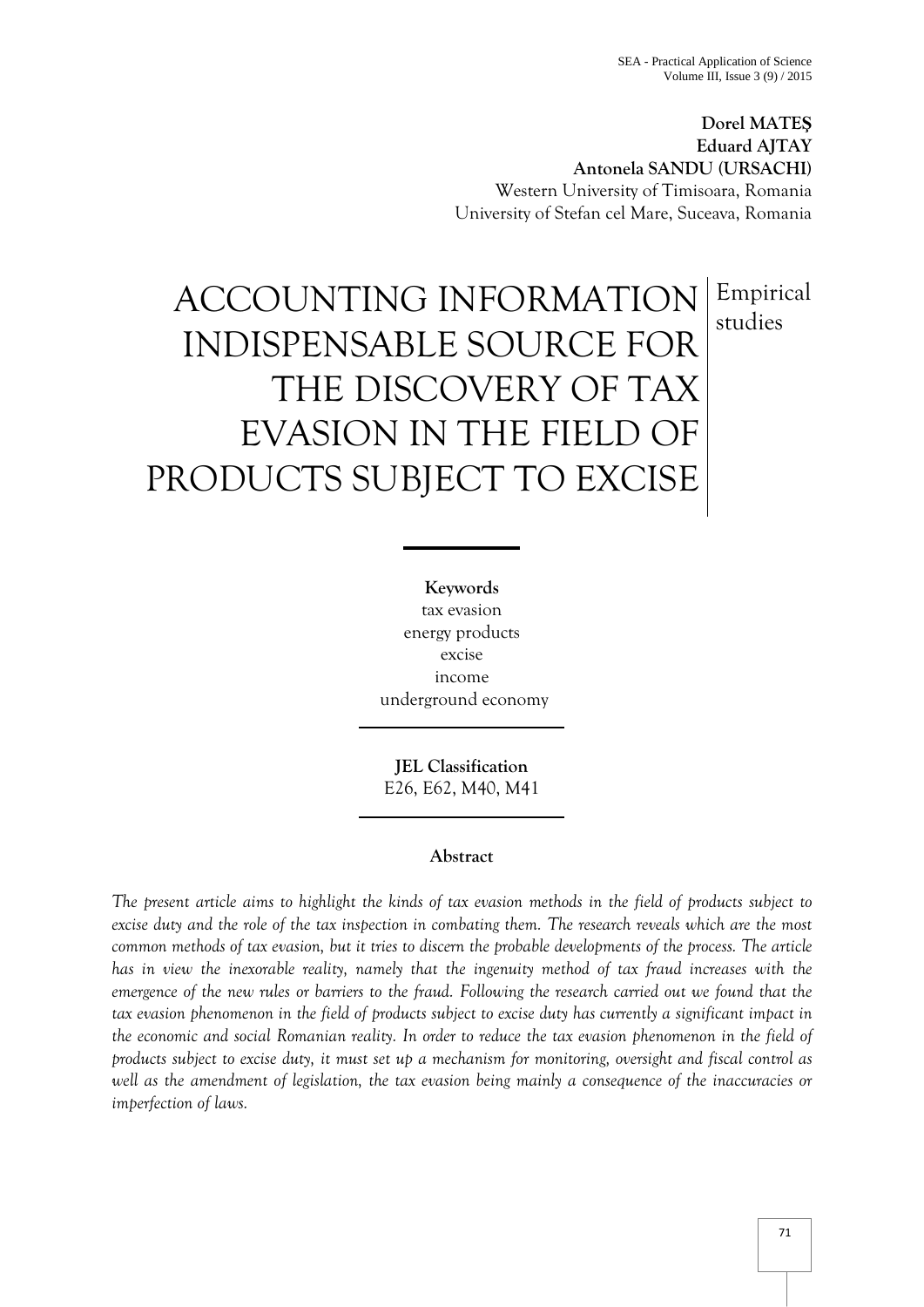**Dorel MATEŞ**
**Eduard AJTAY**
**Antonela SANDU (URSACHI)**
Western University of Timisoara, Romania
University of Stefan cel Mare, Suceava, Romania

# ACCOUNTING INFORMATION INDISPENSABLE SOURCE FOR THE DISCOVERY OF TAX EVASION IN THE FIELD OF PRODUCTS SUBJECT TO EXCISE

Empirical studies

**Keywords**
tax evasion
energy products
excise
income
underground economy

**JEL Classification**
E26, E62, M40, M41

**Abstract**

*The present article aims to highlight the kinds of tax evasion methods in the field of products subject to excise duty and the role of the tax inspection in combating them. The research reveals which are the most common methods of tax evasion, but it tries to discern the probable developments of the process. The article has in view the inexorable reality, namely that the ingenuity method of tax fraud increases with the emergence of the new rules or barriers to the fraud. Following the research carried out we found that the tax evasion phenomenon in the field of products subject to excise duty has currently a significant impact in the economic and social Romanian reality. In order to reduce the tax evasion phenomenon in the field of products subject to excise duty, it must set up a mechanism for monitoring, oversight and fiscal control as well as the amendment of legislation, the tax evasion being mainly a consequence of the inaccuracies or imperfection of laws.*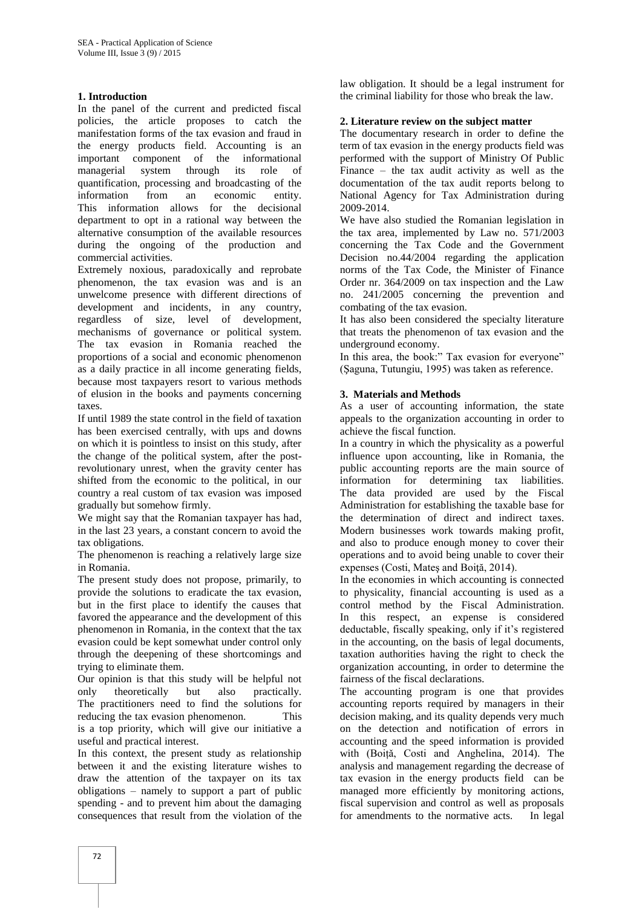## 1. Introduction

In the panel of the current and predicted fiscal policies, the article proposes to catch the manifestation forms of the tax evasion and fraud in the energy products field. Accounting is an important component of the informational managerial system through its role of quantification, processing and broadcasting of the information from an economic entity. This information allows for the decisional department to opt in a rational way between the alternative consumption of the available resources during the ongoing of the production and commercial activities.

Extremely noxious, paradoxically and reprobate phenomenon, the tax evasion was and is an unwelcome presence with different directions of development and incidents, in any country, regardless of size, level of development, mechanisms of governance or political system. The tax evasion in Romania reached the proportions of a social and economic phenomenon as a daily practice in all income generating fields, because most taxpayers resort to various methods of elusion in the books and payments concerning taxes.

If until 1989 the state control in the field of taxation has been exercised centrally, with ups and downs on which it is pointless to insist on this study, after the change of the political system, after the post-revolutionary unrest, when the gravity center has shifted from the economic to the political, in our country a real custom of tax evasion was imposed gradually but somehow firmly.

We might say that the Romanian taxpayer has had, in the last 23 years, a constant concern to avoid the tax obligations.

The phenomenon is reaching a relatively large size in Romania.

The present study does not propose, primarily, to provide the solutions to eradicate the tax evasion, but in the first place to identify the causes that favored the appearance and the development of this phenomenon in Romania, in the context that the tax evasion could be kept somewhat under control only through the deepening of these shortcomings and trying to eliminate them.

Our opinion is that this study will be helpful not only theoretically but also practically. The practitioners need to find the solutions for reducing the tax evasion phenomenon. This is a top priority, which will give our initiative a useful and practical interest.

In this context, the present study as relationship between it and the existing literature wishes to draw the attention of the taxpayer on its tax obligations – namely to support a part of public spending - and to prevent him about the damaging consequences that result from the violation of the law obligation. It should be a legal instrument for the criminal liability for those who break the law.

## 2. Literature review on the subject matter

The documentary research in order to define the term of tax evasion in the energy products field was performed with the support of Ministry Of Public Finance – the tax audit activity as well as the documentation of the tax audit reports belong to National Agency for Tax Administration during 2009-2014.

We have also studied the Romanian legislation in the tax area, implemented by Law no. 571/2003 concerning the Tax Code and the Government Decision no.44/2004 regarding the application norms of the Tax Code, the Minister of Finance Order nr. 364/2009 on tax inspection and the Law no. 241/2005 concerning the prevention and combating of the tax evasion.

It has also been considered the specialty literature that treats the phenomenon of tax evasion and the underground economy.

In this area, the book:" Tax evasion for everyone" (Șaguna, Tutungiu, 1995) was taken as reference.

## 3. Materials and Methods

As a user of accounting information, the state appeals to the organization accounting in order to achieve the fiscal function.

In a country in which the physicality as a powerful influence upon accounting, like in Romania, the public accounting reports are the main source of information for determining tax liabilities. The data provided are used by the Fiscal Administration for establishing the taxable base for the determination of direct and indirect taxes. Modern businesses work towards making profit, and also to produce enough money to cover their operations and to avoid being unable to cover their expenses (Costi, Mateş and Boiţă, 2014).

In the economies in which accounting is connected to physicality, financial accounting is used as a control method by the Fiscal Administration. In this respect, an expense is considered deductable, fiscally speaking, only if it's registered in the accounting, on the basis of legal documents, taxation authorities having the right to check the organization accounting, in order to determine the fairness of the fiscal declarations.

The accounting program is one that provides accounting reports required by managers in their decision making, and its quality depends very much on the detection and notification of errors in accounting and the speed information is provided with (Boiță, Costi and Anghelina, 2014). The analysis and management regarding the decrease of tax evasion in the energy products field can be managed more efficiently by monitoring actions, fiscal supervision and control as well as proposals for amendments to the normative acts. In legal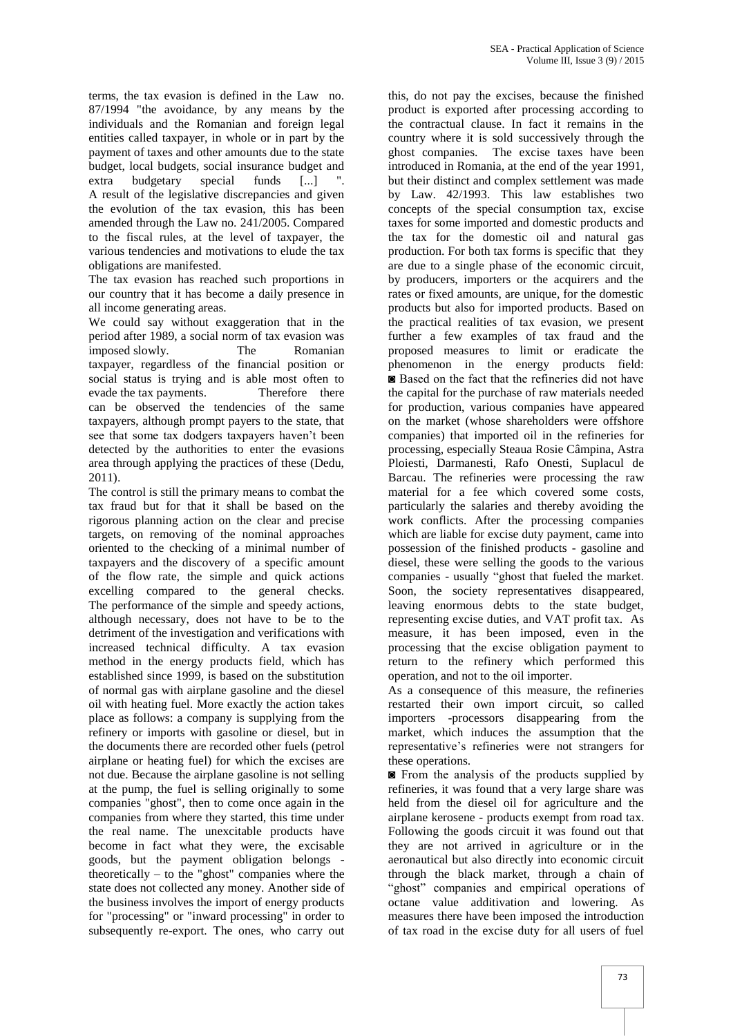terms, the tax evasion is defined in the Law no. 87/1994 "the avoidance, by any means by the individuals and the Romanian and foreign legal entities called taxpayer, in whole or in part by the payment of taxes and other amounts due to the state budget, local budgets, social insurance budget and extra budgetary special funds [...] ". A result of the legislative discrepancies and given the evolution of the tax evasion, this has been amended through the Law no. 241/2005. Compared to the fiscal rules, at the level of taxpayer, the various tendencies and motivations to elude the tax obligations are manifested.

The tax evasion has reached such proportions in our country that it has become a daily presence in all income generating areas.

We could say without exaggeration that in the period after 1989, a social norm of tax evasion was imposed slowly. The Romanian taxpayer, regardless of the financial position or social status is trying and is able most often to evade the tax payments. Therefore there can be observed the tendencies of the same taxpayers, although prompt payers to the state, that see that some tax dodgers taxpayers haven't been detected by the authorities to enter the evasions area through applying the practices of these (Dedu, 2011).

The control is still the primary means to combat the tax fraud but for that it shall be based on the rigorous planning action on the clear and precise targets, on removing of the nominal approaches oriented to the checking of a minimal number of taxpayers and the discovery of a specific amount of the flow rate, the simple and quick actions excelling compared to the general checks. The performance of the simple and speedy actions, although necessary, does not have to be to the detriment of the investigation and verifications with increased technical difficulty. A tax evasion method in the energy products field, which has established since 1999, is based on the substitution of normal gas with airplane gasoline and the diesel oil with heating fuel. More exactly the action takes place as follows: a company is supplying from the refinery or imports with gasoline or diesel, but in the documents there are recorded other fuels (petrol airplane or heating fuel) for which the excises are not due. Because the airplane gasoline is not selling at the pump, the fuel is selling originally to some companies "ghost", then to come once again in the companies from where they started, this time under their real name. The unexcitable products have become in fact what they were, the excisable goods, but the payment obligation belongs - theoretically – to the "ghost" companies where the state does not collected any money. Another side of the business involves the import of energy products for "processing" or "inward processing" in order to subsequently re-export. The ones, who carry out this, do not pay the excises, because the finished product is exported after processing according to the contractual clause. In fact it remains in the country where it is sold successively through the ghost companies. The excise taxes have been introduced in Romania, at the end of the year 1991, but their distinct and complex settlement was made by Law. 42/1993. This law establishes two concepts of the special consumption tax, excise taxes for some imported and domestic products and the tax for the domestic oil and natural gas production. For both tax forms is specific that they are due to a single phase of the economic circuit, by producers, importers or the acquirers and the rates or fixed amounts, are unique, for the domestic products but also for imported products. Based on the practical realities of tax evasion, we present further a few examples of tax fraud and the proposed measures to limit or eradicate the phenomenon in the energy products field:

◙ Based on the fact that the refineries did not have the capital for the purchase of raw materials needed for production, various companies have appeared on the market (whose shareholders were offshore companies) that imported oil in the refineries for processing, especially Steaua Rosie Câmpina, Astra Ploiesti, Darmanesti, Rafo Onesti, Suplacul de Barcau. The refineries were processing the raw material for a fee which covered some costs, particularly the salaries and thereby avoiding the work conflicts. After the processing companies which are liable for excise duty payment, came into possession of the finished products - gasoline and diesel, these were selling the goods to the various companies - usually "ghost that fueled the market. Soon, the society representatives disappeared, leaving enormous debts to the state budget, representing excise duties, and VAT profit tax. As measure, it has been imposed, even in the processing that the excise obligation payment to return to the refinery which performed this operation, and not to the oil importer.

As a consequence of this measure, the refineries restarted their own import circuit, so called importers -processors disappearing from the market, which induces the assumption that the representative's refineries were not strangers for these operations.

◙ From the analysis of the products supplied by refineries, it was found that a very large share was held from the diesel oil for agriculture and the airplane kerosene - products exempt from road tax. Following the goods circuit it was found out that they are not arrived in agriculture or in the aeronautical but also directly into economic circuit through the black market, through a chain of "ghost" companies and empirical operations of octane value additivation and lowering. As measures there have been imposed the introduction of tax road in the excise duty for all users of fuel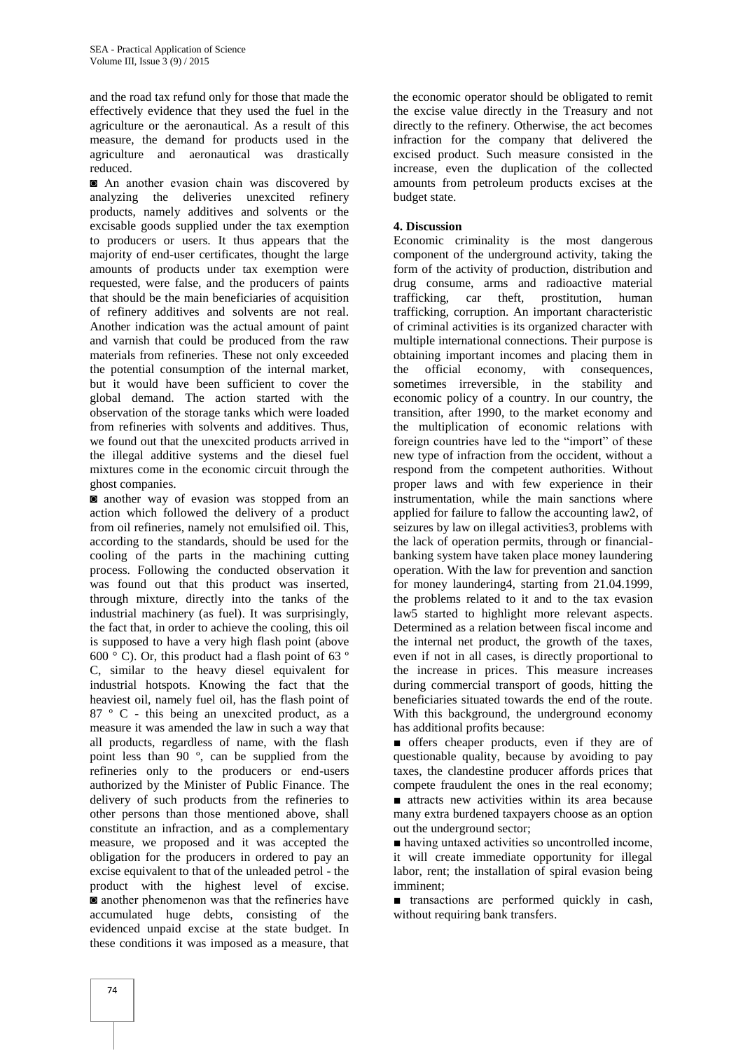and the road tax refund only for those that made the effectively evidence that they used the fuel in the agriculture or the aeronautical. As a result of this measure, the demand for products used in the agriculture and aeronautical was drastically reduced.

◙ An another evasion chain was discovered by analyzing the deliveries unexcited refinery products, namely additives and solvents or the excisable goods supplied under the tax exemption to producers or users. It thus appears that the majority of end-user certificates, thought the large amounts of products under tax exemption were requested, were false, and the producers of paints that should be the main beneficiaries of acquisition of refinery additives and solvents are not real. Another indication was the actual amount of paint and varnish that could be produced from the raw materials from refineries. These not only exceeded the potential consumption of the internal market, but it would have been sufficient to cover the global demand. The action started with the observation of the storage tanks which were loaded from refineries with solvents and additives. Thus, we found out that the unexcited products arrived in the illegal additive systems and the diesel fuel mixtures come in the economic circuit through the ghost companies.

◙ another way of evasion was stopped from an action which followed the delivery of a product from oil refineries, namely not emulsified oil. This, according to the standards, should be used for the cooling of the parts in the machining cutting process. Following the conducted observation it was found out that this product was inserted, through mixture, directly into the tanks of the industrial machinery (as fuel). It was surprisingly, the fact that, in order to achieve the cooling, this oil is supposed to have a very high flash point (above 600 ° C). Or, this product had a flash point of 63 º C, similar to the heavy diesel equivalent for industrial hotspots. Knowing the fact that the heaviest oil, namely fuel oil, has the flash point of 87 º C - this being an unexcited product, as a measure it was amended the law in such a way that all products, regardless of name, with the flash point less than 90 º, can be supplied from the refineries only to the producers or end-users authorized by the Minister of Public Finance. The delivery of such products from the refineries to other persons than those mentioned above, shall constitute an infraction, and as a complementary measure, we proposed and it was accepted the obligation for the producers in ordered to pay an excise equivalent to that of the unleaded petrol - the product with the highest level of excise.

◙ another phenomenon was that the refineries have accumulated huge debts, consisting of the evidenced unpaid excise at the state budget. In these conditions it was imposed as a measure, that the economic operator should be obligated to remit the excise value directly in the Treasury and not directly to the refinery. Otherwise, the act becomes infraction for the company that delivered the excised product. Such measure consisted in the increase, even the duplication of the collected amounts from petroleum products excises at the budget state.

## 4. Discussion

Economic criminality is the most dangerous component of the underground activity, taking the form of the activity of production, distribution and drug consume, arms and radioactive material trafficking, car theft, prostitution, human trafficking, corruption. An important characteristic of criminal activities is its organized character with multiple international connections. Their purpose is obtaining important incomes and placing them in the official economy, with consequences, sometimes irreversible, in the stability and economic policy of a country. In our country, the transition, after 1990, to the market economy and the multiplication of economic relations with foreign countries have led to the "import" of these new type of infraction from the occident, without a respond from the competent authorities. Without proper laws and with few experience in their instrumentation, while the main sanctions where applied for failure to fallow the accounting law[2], of seizures by law on illegal activities[3], problems with the lack of operation permits, through or financial-banking system have taken place money laundering operation. With the law for prevention and sanction for money laundering[4], starting from 21.04.1999, the problems related to it and to the tax evasion law[5] started to highlight more relevant aspects. Determined as a relation between fiscal income and the internal net product, the growth of the taxes, even if not in all cases, is directly proportional to the increase in prices. This measure increases during commercial transport of goods, hitting the beneficiaries situated towards the end of the route. With this background, the underground economy has additional profits because:

- offers cheaper products, even if they are of questionable quality, because by avoiding to pay taxes, the clandestine producer affords prices that compete fraudulent the ones in the real economy;
- attracts new activities within its area because many extra burdened taxpayers choose as an option out the underground sector;
- having untaxed activities so uncontrolled income, it will create immediate opportunity for illegal labor, rent; the installation of spiral evasion being imminent;
- transactions are performed quickly in cash, without requiring bank transfers.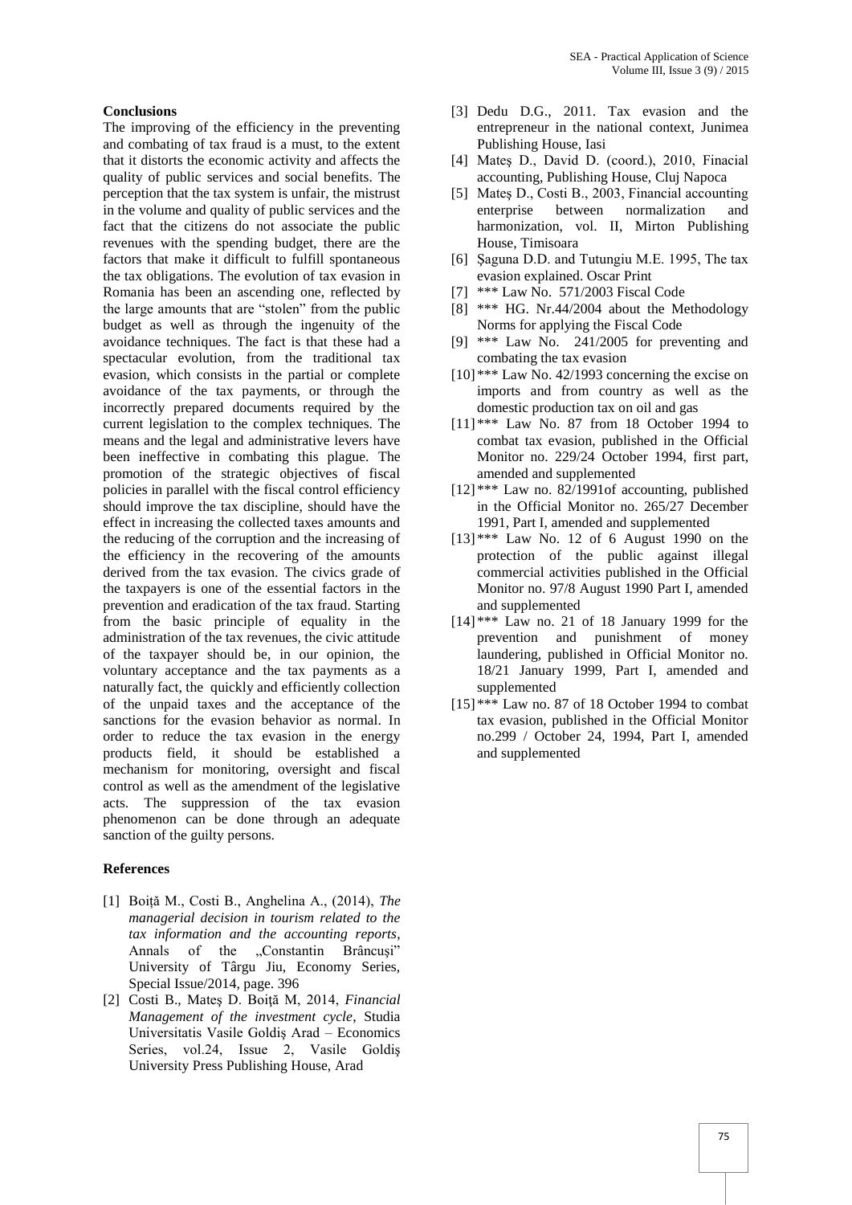**Conclusions**

The improving of the efficiency in the preventing and combating of tax fraud is a must, to the extent that it distorts the economic activity and affects the quality of public services and social benefits. The perception that the tax system is unfair, the mistrust in the volume and quality of public services and the fact that the citizens do not associate the public revenues with the spending budget, there are the factors that make it difficult to fulfill spontaneous the tax obligations. The evolution of tax evasion in Romania has been an ascending one, reflected by the large amounts that are "stolen" from the public budget as well as through the ingenuity of the avoidance techniques. The fact is that these had a spectacular evolution, from the traditional tax evasion, which consists in the partial or complete avoidance of the tax payments, or through the incorrectly prepared documents required by the current legislation to the complex techniques. The means and the legal and administrative levers have been ineffective in combating this plague. The promotion of the strategic objectives of fiscal policies in parallel with the fiscal control efficiency should improve the tax discipline, should have the effect in increasing the collected taxes amounts and the reducing of the corruption and the increasing of the efficiency in the recovering of the amounts derived from the tax evasion. The civics grade of the taxpayers is one of the essential factors in the prevention and eradication of the tax fraud. Starting from the basic principle of equality in the administration of the tax revenues, the civic attitude of the taxpayer should be, in our opinion, the voluntary acceptance and the tax payments as a naturally fact, the quickly and efficiently collection of the unpaid taxes and the acceptance of the sanctions for the evasion behavior as normal. In order to reduce the tax evasion in the energy products field, it should be established a mechanism for monitoring, oversight and fiscal control as well as the amendment of the legislative acts. The suppression of the tax evasion phenomenon can be done through an adequate sanction of the guilty persons.

**References**

[1] Boiță M., Costi B., Anghelina A., (2014), *The managerial decision in tourism related to the tax information and the accounting reports*, Annals of the „Constantin Brâncuși" University of Târgu Jiu, Economy Series, Special Issue/2014, page. 396

[2] Costi B., Mateş D. Boiţă M, 2014, *Financial Management of the investment cycle*, Studia Universitatis Vasile Goldiş Arad – Economics Series, vol.24, Issue 2, Vasile Goldiş University Press Publishing House, Arad

[3] Dedu D.G., 2011. Tax evasion and the entrepreneur in the national context, Junimea Publishing House, Iasi

[4] Mateş D., David D. (coord.), 2010, Finacial accounting, Publishing House, Cluj Napoca

[5] Mateş D., Costi B., 2003, Financial accounting enterprise between normalization and harmonization, vol. II, Mirton Publishing House, Timisoara

[6] Şaguna D.D. and Tutungiu M.E. 1995, The tax evasion explained. Oscar Print

[7] *** Law No. 571/2003 Fiscal Code

[8] *** HG. Nr.44/2004 about the Methodology Norms for applying the Fiscal Code

[9] *** Law No. 241/2005 for preventing and combating the tax evasion

[10] *** Law No. 42/1993 concerning the excise on imports and from country as well as the domestic production tax on oil and gas

[11] *** Law No. 87 from 18 October 1994 to combat tax evasion, published in the Official Monitor no. 229/24 October 1994, first part, amended and supplemented

[12] *** Law no. 82/1991of accounting, published in the Official Monitor no. 265/27 December 1991, Part I, amended and supplemented

[13] *** Law No. 12 of 6 August 1990 on the protection of the public against illegal commercial activities published in the Official Monitor no. 97/8 August 1990 Part I, amended and supplemented

[14] *** Law no. 21 of 18 January 1999 for the prevention and punishment of money laundering, published in Official Monitor no. 18/21 January 1999, Part I, amended and supplemented

[15] *** Law no. 87 of 18 October 1994 to combat tax evasion, published in the Official Monitor no.299 / October 24, 1994, Part I, amended and supplemented